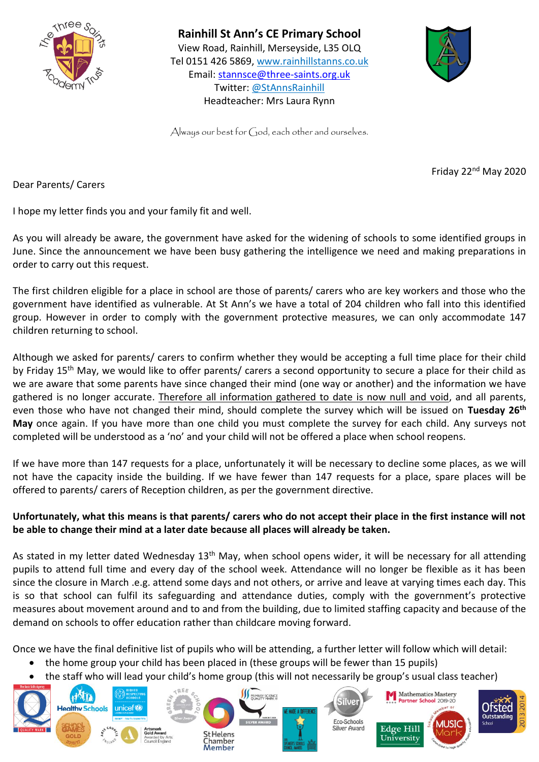# Rainhill St Ann's CE Primary School

View Road, Rainhill, Merseyside, L35 OLQ
Tel 0151 426 5869, www.rainhillstanns.co.uk
Email: stannsce@three-saints.org.uk
Twitter: @StAnnsRainhill
Headteacher: Mrs Laura Rynn

*Always our best for God, each other and ourselves.*

Friday 22nd May 2020

Dear Parents/ Carers

I hope my letter finds you and your family fit and well.

As you will already be aware, the government have asked for the widening of schools to some identified groups in June. Since the announcement we have been busy gathering the intelligence we need and making preparations in order to carry out this request.

The first children eligible for a place in school are those of parents/ carers who are key workers and those who the government have identified as vulnerable. At St Ann's we have a total of 204 children who fall into this identified group. However in order to comply with the government protective measures, we can only accommodate 147 children returning to school.

Although we asked for parents/ carers to confirm whether they would be accepting a full time place for their child by Friday 15th May, we would like to offer parents/ carers a second opportunity to secure a place for their child as we are aware that some parents have since changed their mind (one way or another) and the information we have gathered is no longer accurate. Therefore all information gathered to date is now null and void, and all parents, even those who have not changed their mind, should complete the survey which will be issued on **Tuesday 26th May** once again. If you have more than one child you must complete the survey for each child. Any surveys not completed will be understood as a 'no' and your child will not be offered a place when school reopens.

If we have more than 147 requests for a place, unfortunately it will be necessary to decline some places, as we will not have the capacity inside the building. If we have fewer than 147 requests for a place, spare places will be offered to parents/ carers of Reception children, as per the government directive.

**Unfortunately, what this means is that parents/ carers who do not accept their place in the first instance will not be able to change their mind at a later date because all places will already be taken.**

As stated in my letter dated Wednesday 13th May, when school opens wider, it will be necessary for all attending pupils to attend full time and every day of the school week. Attendance will no longer be flexible as it has been since the closure in March .e.g. attend some days and not others, or arrive and leave at varying times each day. This is so that school can fulfil its safeguarding and attendance duties, comply with the government's protective measures about movement around and to and from the building, due to limited staffing capacity and because of the demand on schools to offer education rather than childcare moving forward.

Once we have the final definitive list of pupils who will be attending, a further letter will follow which will detail:

- the home group your child has been placed in (these groups will be fewer than 15 pupils)
- the staff who will lead your child's home group (this will not necessarily be group's usual class teacher)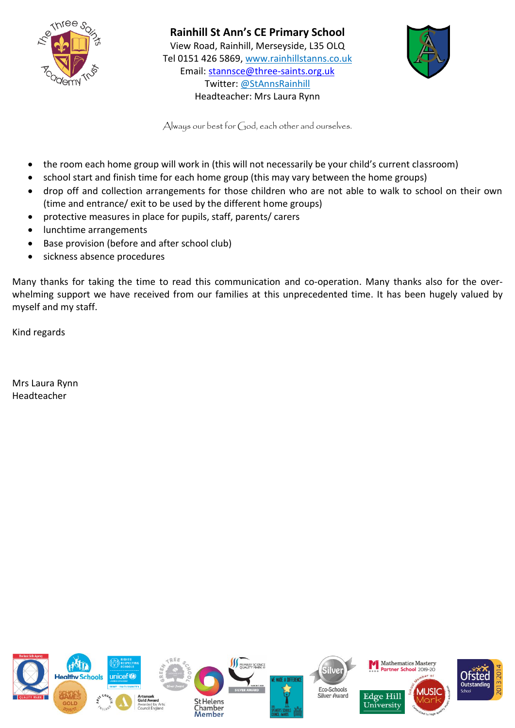**Rainhill St Ann's CE Primary School**
View Road, Rainhill, Merseyside, L35 OLQ
Tel 0151 426 5869, www.rainhillstanns.co.uk
Email: stannsce@three-saints.org.uk
Twitter: @StAnnsRainhill
Headteacher: Mrs Laura Rynn

*Always our best for God, each other and ourselves.*

- the room each home group will work in (this will not necessarily be your child's current classroom)
- school start and finish time for each home group (this may vary between the home groups)
- drop off and collection arrangements for those children who are not able to walk to school on their own (time and entrance/ exit to be used by the different home groups)
- protective measures in place for pupils, staff, parents/ carers
- lunchtime arrangements
- Base provision (before and after school club)
- sickness absence procedures

Many thanks for taking the time to read this communication and co-operation. Many thanks also for the over-whelming support we have received from our families at this unprecedented time. It has been hugely valued by myself and my staff.

Kind regards

Mrs Laura Rynn
Headteacher